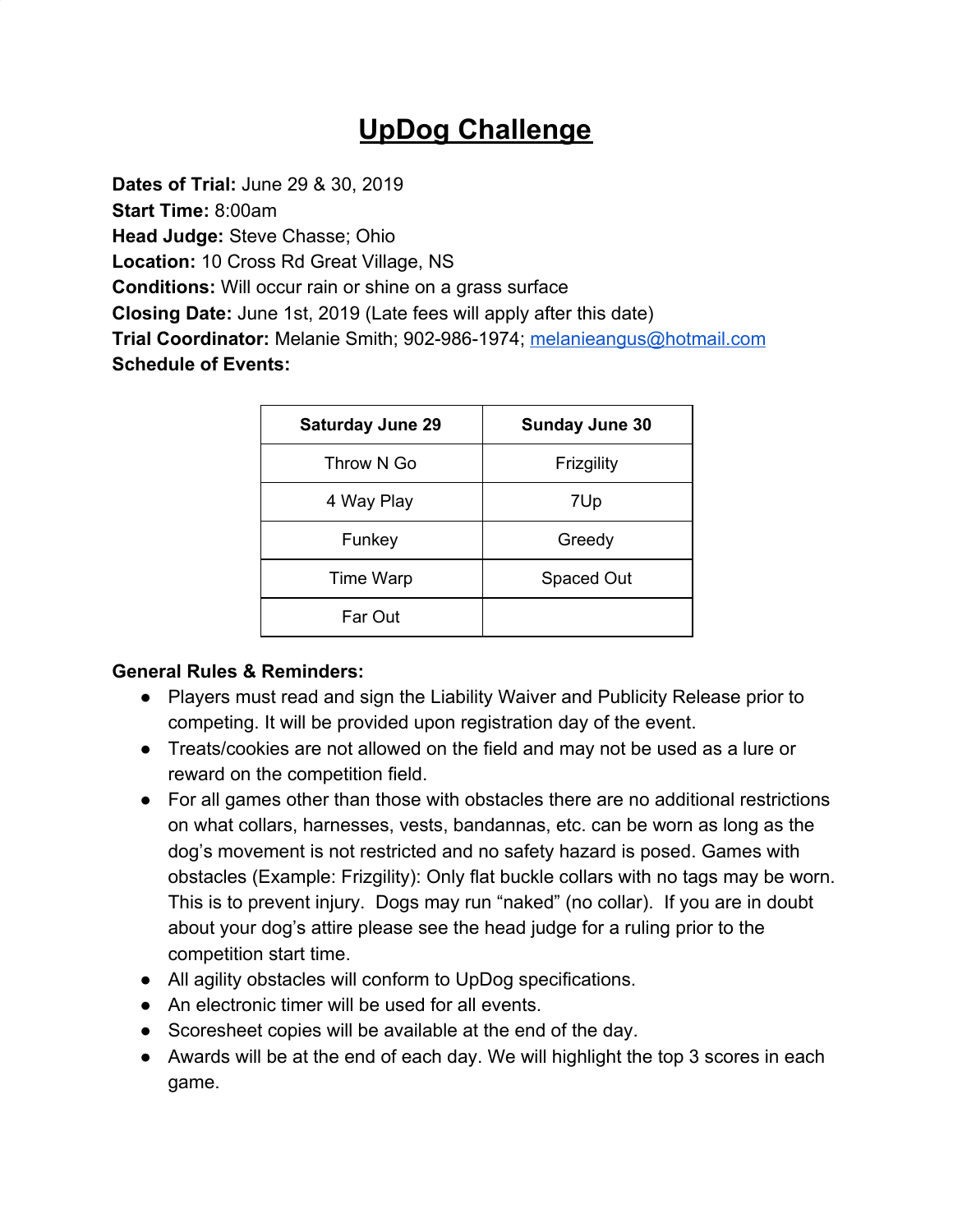# UpDog Challenge

**Dates of Trial:** June 29 & 30, 2019
**Start Time:** 8:00am
**Head Judge:** Steve Chasse; Ohio
**Location:** 10 Cross Rd Great Village, NS
**Conditions:** Will occur rain or shine on a grass surface
**Closing Date:** June 1st, 2019 (Late fees will apply after this date)
**Trial Coordinator:** Melanie Smith; 902-986-1974; melanieangus@hotmail.com
**Schedule of Events:**

| Saturday June 29 | Sunday June 30 |
|---|---|
| Throw N Go | Frizgility |
| 4 Way Play | 7Up |
| Funkey | Greedy |
| Time Warp | Spaced Out |
| Far Out | |

**General Rules & Reminders:**

- Players must read and sign the Liability Waiver and Publicity Release prior to competing. It will be provided upon registration day of the event.
- Treats/cookies are not allowed on the field and may not be used as a lure or reward on the competition field.
- For all games other than those with obstacles there are no additional restrictions on what collars, harnesses, vests, bandannas, etc. can be worn as long as the dog's movement is not restricted and no safety hazard is posed. Games with obstacles (Example: Frizgility): Only flat buckle collars with no tags may be worn. This is to prevent injury. Dogs may run "naked" (no collar). If you are in doubt about your dog's attire please see the head judge for a ruling prior to the competition start time.
- All agility obstacles will conform to UpDog specifications.
- An electronic timer will be used for all events.
- Scoresheet copies will be available at the end of the day.
- Awards will be at the end of each day. We will highlight the top 3 scores in each game.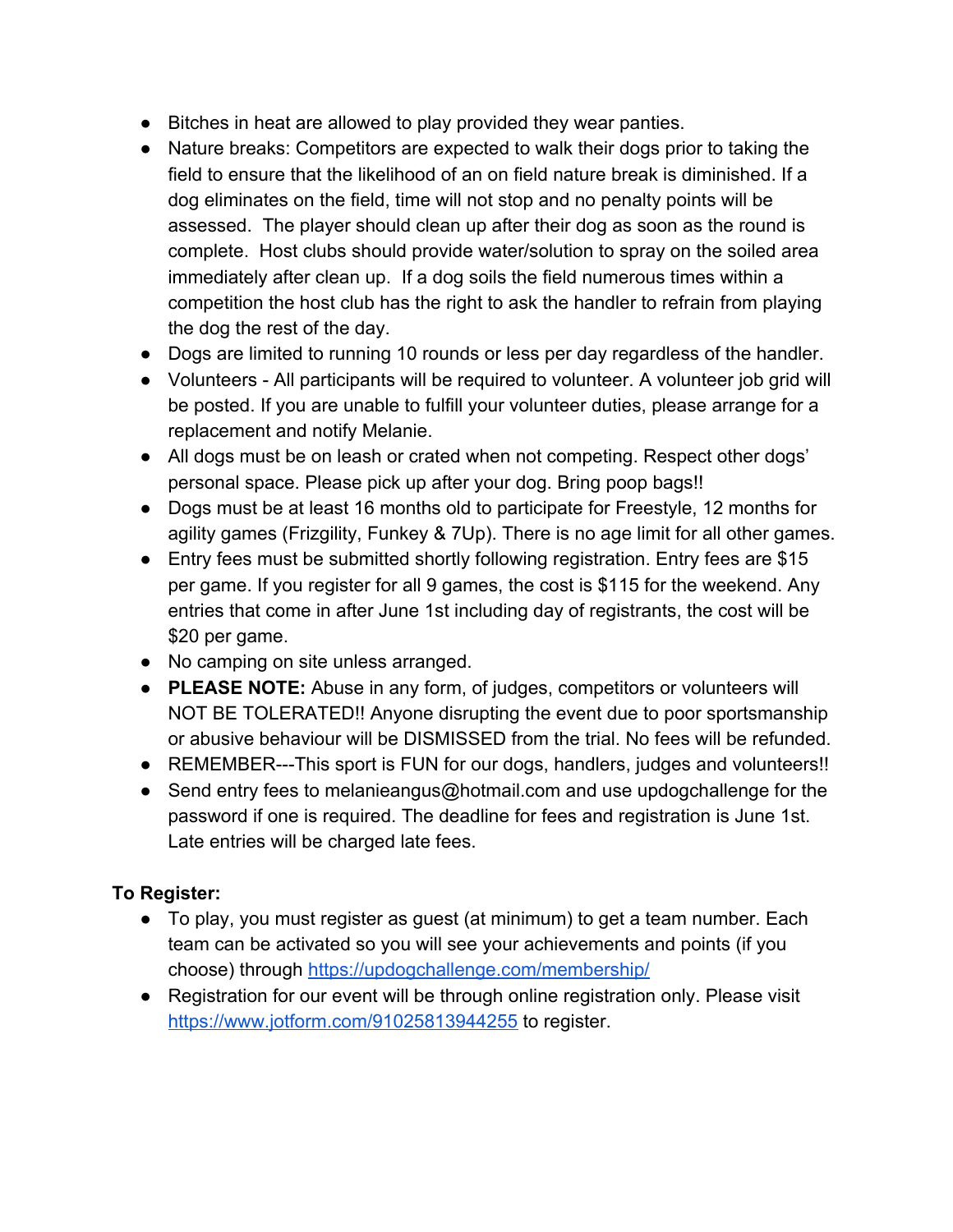- Bitches in heat are allowed to play provided they wear panties.
- Nature breaks: Competitors are expected to walk their dogs prior to taking the field to ensure that the likelihood of an on field nature break is diminished. If a dog eliminates on the field, time will not stop and no penalty points will be assessed. The player should clean up after their dog as soon as the round is complete. Host clubs should provide water/solution to spray on the soiled area immediately after clean up. If a dog soils the field numerous times within a competition the host club has the right to ask the handler to refrain from playing the dog the rest of the day.
- Dogs are limited to running 10 rounds or less per day regardless of the handler.
- Volunteers - All participants will be required to volunteer. A volunteer job grid will be posted. If you are unable to fulfill your volunteer duties, please arrange for a replacement and notify Melanie.
- All dogs must be on leash or crated when not competing. Respect other dogs' personal space. Please pick up after your dog. Bring poop bags!!
- Dogs must be at least 16 months old to participate for Freestyle, 12 months for agility games (Frizgility, Funkey & 7Up). There is no age limit for all other games.
- Entry fees must be submitted shortly following registration. Entry fees are $15 per game. If you register for all 9 games, the cost is $115 for the weekend. Any entries that come in after June 1st including day of registrants, the cost will be $20 per game.
- No camping on site unless arranged.
- **PLEASE NOTE:** Abuse in any form, of judges, competitors or volunteers will NOT BE TOLERATED!! Anyone disrupting the event due to poor sportsmanship or abusive behaviour will be DISMISSED from the trial. No fees will be refunded.
- REMEMBER---This sport is FUN for our dogs, handlers, judges and volunteers!!
- Send entry fees to melanieangus@hotmail.com and use updogchallenge for the password if one is required. The deadline for fees and registration is June 1st. Late entries will be charged late fees.

**To Register:**

- To play, you must register as guest (at minimum) to get a team number. Each team can be activated so you will see your achievements and points (if you choose) through https://updogchallenge.com/membership/
- Registration for our event will be through online registration only. Please visit https://www.jotform.com/91025813944255 to register.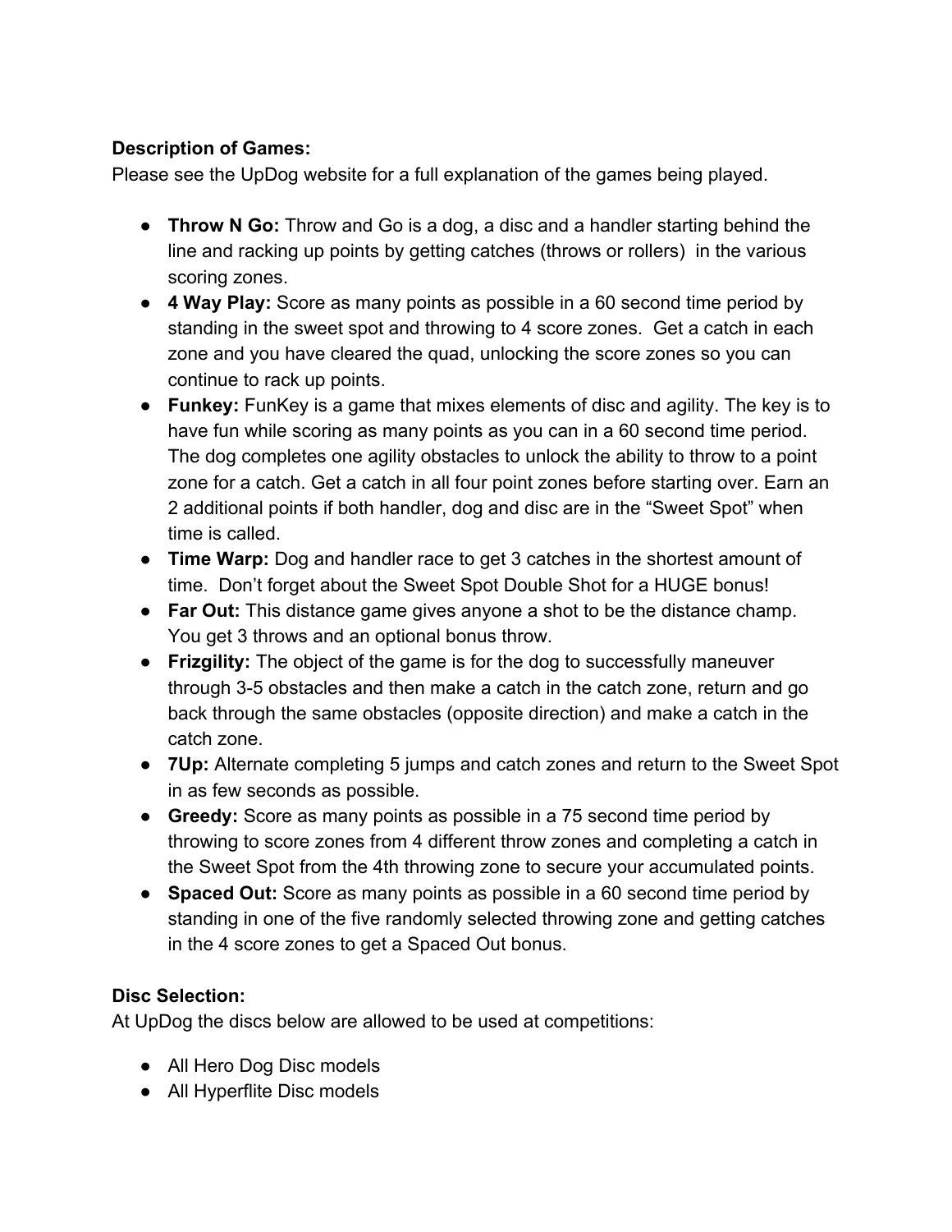**Description of Games:**
Please see the UpDog website for a full explanation of the games being played.

- **Throw N Go:** Throw and Go is a dog, a disc and a handler starting behind the line and racking up points by getting catches (throws or rollers) in the various scoring zones.
- **4 Way Play:** Score as many points as possible in a 60 second time period by standing in the sweet spot and throwing to 4 score zones. Get a catch in each zone and you have cleared the quad, unlocking the score zones so you can continue to rack up points.
- **Funkey:** FunKey is a game that mixes elements of disc and agility. The key is to have fun while scoring as many points as you can in a 60 second time period. The dog completes one agility obstacles to unlock the ability to throw to a point zone for a catch. Get a catch in all four point zones before starting over. Earn an 2 additional points if both handler, dog and disc are in the "Sweet Spot" when time is called.
- **Time Warp:** Dog and handler race to get 3 catches in the shortest amount of time. Don't forget about the Sweet Spot Double Shot for a HUGE bonus!
- **Far Out:** This distance game gives anyone a shot to be the distance champ. You get 3 throws and an optional bonus throw.
- **Frizgility:** The object of the game is for the dog to successfully maneuver through 3-5 obstacles and then make a catch in the catch zone, return and go back through the same obstacles (opposite direction) and make a catch in the catch zone.
- **7Up:** Alternate completing 5 jumps and catch zones and return to the Sweet Spot in as few seconds as possible.
- **Greedy:** Score as many points as possible in a 75 second time period by throwing to score zones from 4 different throw zones and completing a catch in the Sweet Spot from the 4th throwing zone to secure your accumulated points.
- **Spaced Out:** Score as many points as possible in a 60 second time period by standing in one of the five randomly selected throwing zone and getting catches in the 4 score zones to get a Spaced Out bonus.

**Disc Selection:**
At UpDog the discs below are allowed to be used at competitions:

- All Hero Dog Disc models
- All Hyperflite Disc models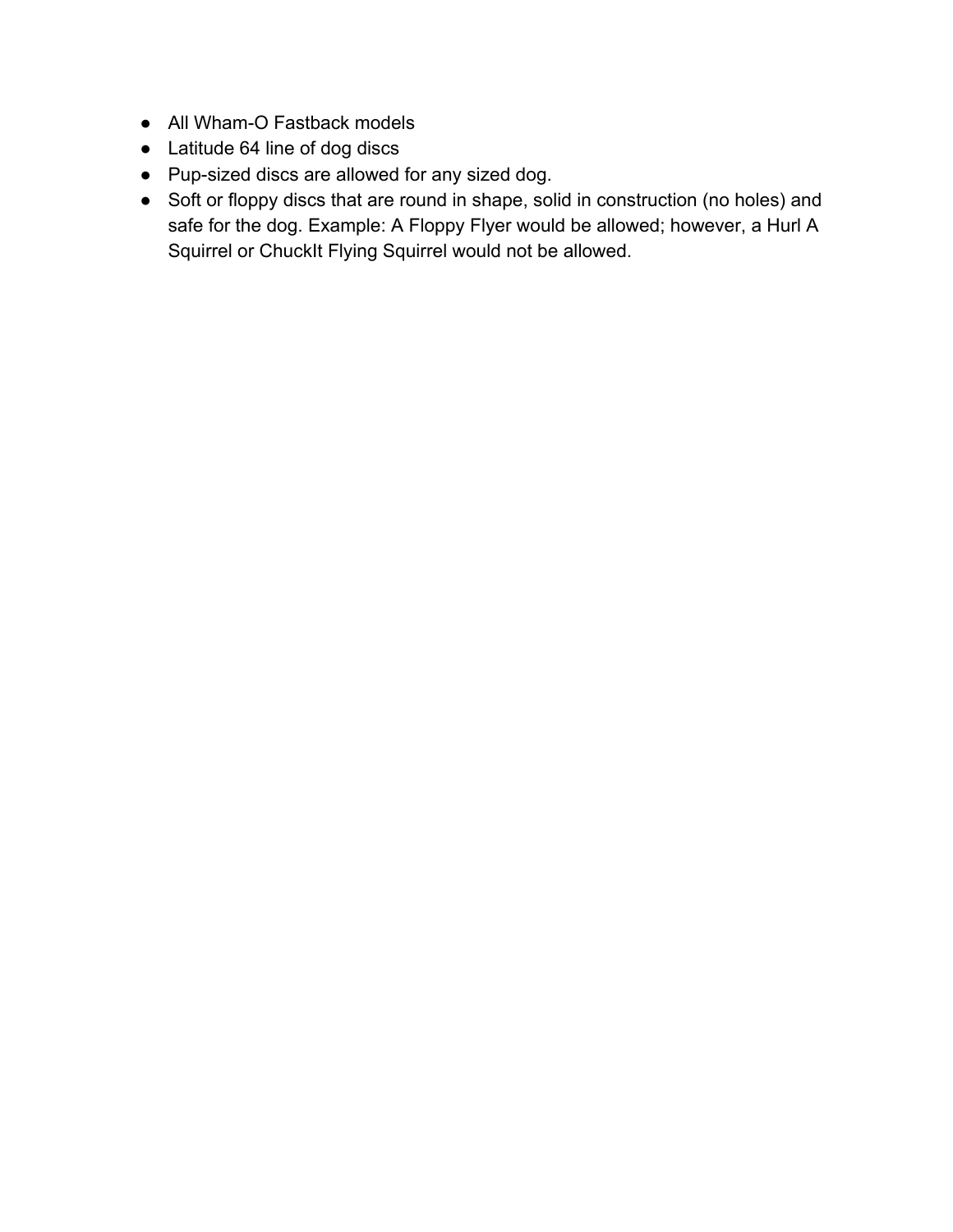- All Wham-O Fastback models
- Latitude 64 line of dog discs
- Pup-sized discs are allowed for any sized dog.
- Soft or floppy discs that are round in shape, solid in construction (no holes) and safe for the dog. Example: A Floppy Flyer would be allowed; however, a Hurl A Squirrel or ChuckIt Flying Squirrel would not be allowed.